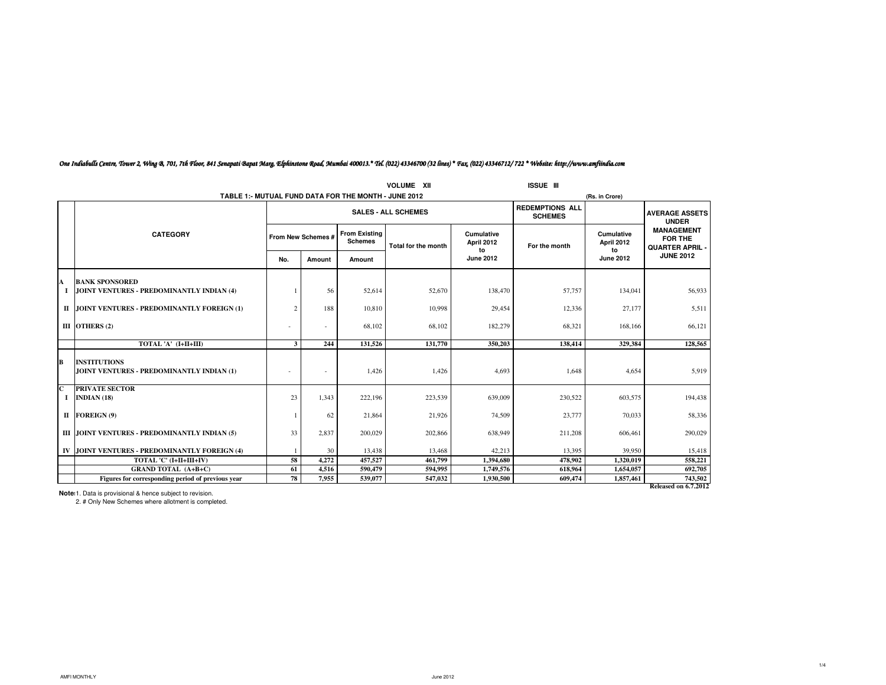*One Indiabulls Centre, Tower 2, Wing B, 701, 7th Floor, 841 Senapati Bapat Marg, Elphinstone Road, Mumbai 400013.* Tel. (022) 43346700 (32 lines) * Fax. (022) 43346712/ 722 * Website: http://www.amfiindia.com*

VOLUME XII ISSUE III

## TABLE 1:- MUTUAL FUND DATA FOR THE MONTH - JUNE 2012

(Rs. in Crore)

| | CATEGORY | SALES - ALL SCHEMES | | | | | REDEMPTIONS ALL SCHEMES | | AVERAGE ASSETS UNDER MANAGEMENT FOR THE QUARTER APRIL - JUNE 2012 |
|---|---|---|---|---|---|---|---|---|---|
| | | From New Schemes # | | From Existing Schemes | Total for the month | Cumulative April 2012 to June 2012 | For the month | Cumulative April 2012 to June 2012 | |
| | | No. | Amount | Amount | | | | | |
| A | **BANK SPONSORED** | | | | | | | | |
| I | **JOINT VENTURES - PREDOMINANTLY INDIAN (4)** | 1 | 56 | 52,614 | 52,670 | 138,470 | 57,757 | 134,041 | 56,933 |
| II | **JOINT VENTURES - PREDOMINANTLY FOREIGN (1)** | 2 | 188 | 10,810 | 10,998 | 29,454 | 12,336 | 27,177 | 5,511 |
| III | **OTHERS (2)** | - | - | 68,102 | 68,102 | 182,279 | 68,321 | 168,166 | 66,121 |
| | **TOTAL 'A' (I+II+III)** | **3** | **244** | **131,526** | **131,770** | **350,203** | **138,414** | **329,384** | **128,565** |
| B | **INSTITUTIONS** | | | | | | | | |
| | **JOINT VENTURES - PREDOMINANTLY INDIAN (1)** | - | - | 1,426 | 1,426 | 4,693 | 1,648 | 4,654 | 5,919 |
| C | **PRIVATE SECTOR** | | | | | | | | |
| I | **INDIAN (18)** | 23 | 1,343 | 222,196 | 223,539 | 639,009 | 230,522 | 603,575 | 194,438 |
| II | **FOREIGN (9)** | 1 | 62 | 21,864 | 21,926 | 74,509 | 23,777 | 70,033 | 58,336 |
| III | **JOINT VENTURES - PREDOMINANTLY INDIAN (5)** | 33 | 2,837 | 200,029 | 202,866 | 638,949 | 211,208 | 606,461 | 290,029 |
| IV | **JOINT VENTURES - PREDOMINANTLY FOREIGN (4)** | 1 | 30 | 13,438 | 13,468 | 42,213 | 13,395 | 39,950 | 15,418 |
| | **TOTAL 'C' (I+II+III+IV)** | **58** | **4,272** | **457,527** | **461,799** | **1,394,680** | **478,902** | **1,320,019** | **558,221** |
| | **GRAND TOTAL (A+B+C)** | **61** | **4,516** | **590,479** | **594,995** | **1,749,576** | **618,964** | **1,654,057** | **692,705** |
| | **Figures for corresponding period of previous year** | **78** | **7,955** | **539,077** | **547,032** | **1,930,500** | **609,474** | **1,857,461** | **743,502** |

**Released on 6.7.2012**

**Note:** 1. Data is provisional & hence subject to revision.

2. # Only New Schemes where allotment is completed.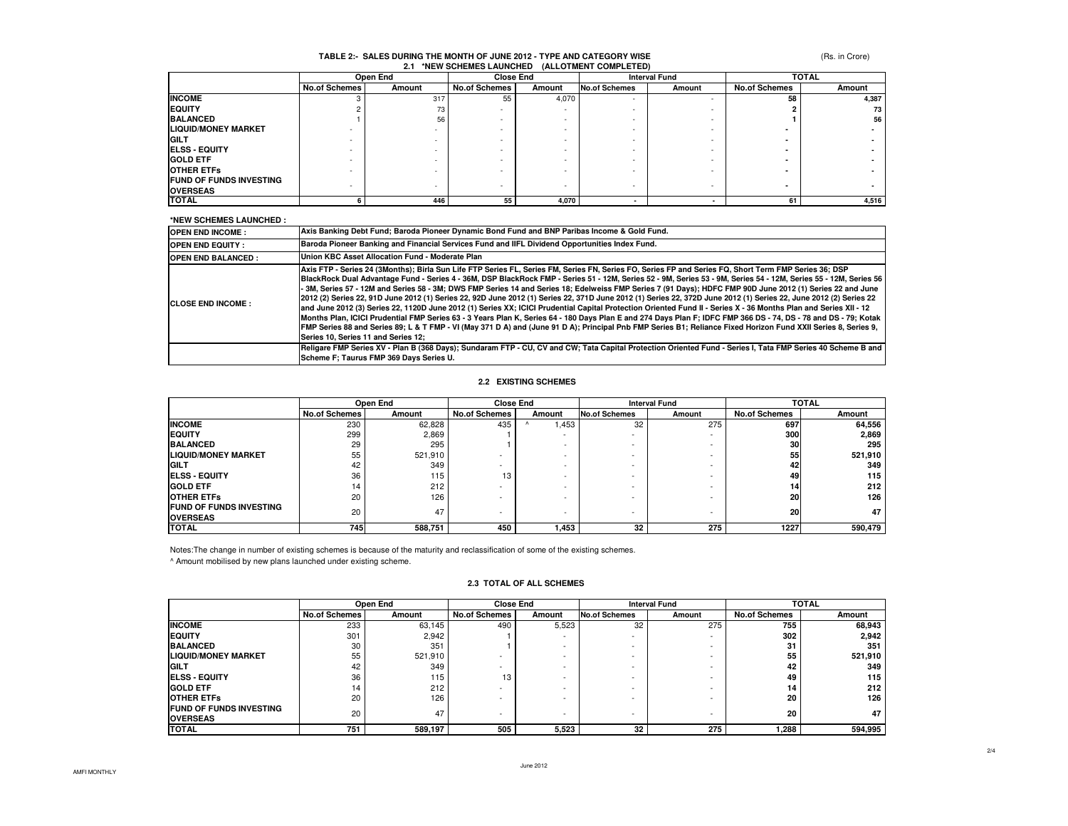# TABLE 2:- SALES DURING THE MONTH OF JUNE 2012 - TYPE AND CATEGORY WISE

(Rs. in Crore)

## 2.1 *NEW SCHEMES LAUNCHED (ALLOTMENT COMPLETED)

| | Open End | | Close End | | Interval Fund | | TOTAL | |
|---|---|---|---|---|---|---|---|---|
| | No.of Schemes | Amount | No.of Schemes | Amount | No.of Schemes | Amount | No.of Schemes | Amount |
| **INCOME** | 3 | 317 | 55 | 4,070 | - | - | **58** | **4,387** |
| **EQUITY** | 2 | 73 | - | - | - | - | **2** | **73** |
| **BALANCED** | 1 | 56 | - | - | - | - | **1** | **56** |
| **LIQUID/MONEY MARKET** | - | - | - | - | - | - | **-** | **-** |
| **GILT** | - | - | - | - | - | - | **-** | **-** |
| **ELSS - EQUITY** | - | - | - | - | - | - | **-** | **-** |
| **GOLD ETF** | - | - | - | - | - | - | **-** | **-** |
| **OTHER ETFs** | - | - | - | - | - | - | **-** | **-** |
| **FUND OF FUNDS INVESTING OVERSEAS** | - | - | - | - | - | - | **-** | **-** |
| **TOTAL** | **6** | **446** | **55** | **4,070** | **-** | **-** | **61** | **4,516** |

**\*NEW SCHEMES LAUNCHED :**

| | |
|---|---|
| **OPEN END INCOME :** | Axis Banking Debt Fund; Baroda Pioneer Dynamic Bond Fund and BNP Paribas Income & Gold Fund. |
| **OPEN END EQUITY :** | Baroda Pioneer Banking and Financial Services Fund and IIFL Dividend Opportunities Index Fund. |
| **OPEN END BALANCED :** | Union KBC Asset Allocation Fund - Moderate Plan |
| **CLOSE END INCOME :** | Axis FTP - Series 24 (3Months); Birla Sun Life FTP Series FL, Series FM, Series FN, Series FO, Series FP and Series FQ, Short Term FMP Series 36; DSP BlackRock Dual Advantage Fund - Series 4 - 36M, DSP BlackRock FMP - Series 51 - 12M, Series 52 - 9M, Series 53 - 9M, Series 54 - 12M, Series 55 - 12M, Series 56 - 3M, Series 57 - 12M and Series 58 - 3M; DWS FMP Series 14 and Series 18; Edelweiss FMP Series 7 (91 Days); HDFC FMP 90D June 2012 (1) Series 22 and June 2012 (2) Series 22, 91D June 2012 (1) Series 22, 92D June 2012 (1) Series 22, 371D June 2012 (1) Series 22, 372D June 2012 (1) Series 22, June 2012 (2) Series 22 and June 2012 (3) Series 22, 1120D June 2012 (1) Series XX; ICICI Prudential Capital Protection Oriented Fund II - Series X - 36 Months Plan and Series XII - 12 Months Plan, ICICI Prudential FMP Series 63 - 3 Years Plan K, Series 64 - 180 Days Plan E and 274 Days Plan F; IDFC FMP 366 DS - 74, DS - 78 and DS - 79; Kotak FMP Series 88 and Series 89; L & T FMP - VI (May 371 D A) and (June 91 D A); Principal Pnb FMP Series B1; Reliance Fixed Horizon Fund XXII Series 8, Series 9, Series 10, Series 11 and Series 12; |
| | Religare FMP Series XV - Plan B (368 Days); Sundaram FTP - CU, CV and CW; Tata Capital Protection Oriented Fund - Series I, Tata FMP Series 40 Scheme B and Scheme F; Taurus FMP 369 Days Series U. |

## 2.2 EXISTING SCHEMES

| | Open End | | Close End | | Interval Fund | | TOTAL | |
|---|---|---|---|---|---|---|---|---|
| | No.of Schemes | Amount | No.of Schemes | Amount | No.of Schemes | Amount | No.of Schemes | Amount |
| **INCOME** | 230 | 62,828 | 435 | ^ 1,453 | 32 | 275 | **697** | **64,556** |
| **EQUITY** | 299 | 2,869 | 1 | - | - | - | **300** | **2,869** |
| **BALANCED** | 29 | 295 | 1 | - | - | - | **30** | **295** |
| **LIQUID/MONEY MARKET** | 55 | 521,910 | - | - | - | - | **55** | **521,910** |
| **GILT** | 42 | 349 | - | - | - | - | **42** | **349** |
| **ELSS - EQUITY** | 36 | 115 | 13 | - | - | - | **49** | **115** |
| **GOLD ETF** | 14 | 212 | - | - | - | - | **14** | **212** |
| **OTHER ETFs** | 20 | 126 | - | - | - | - | **20** | **126** |
| **FUND OF FUNDS INVESTING OVERSEAS** | 20 | 47 | - | - | - | - | **20** | **47** |
| **TOTAL** | **745** | **588,751** | **450** | **1,453** | **32** | **275** | **1227** | **590,479** |

Notes:The change in number of existing schemes is because of the maturity and reclassification of some of the existing schemes.

^ Amount mobilised by new plans launched under existing scheme.

## 2.3 TOTAL OF ALL SCHEMES

| | Open End | | Close End | | Interval Fund | | TOTAL | |
|---|---|---|---|---|---|---|---|---|
| | No.of Schemes | Amount | No.of Schemes | Amount | No.of Schemes | Amount | No.of Schemes | Amount |
| **INCOME** | 233 | 63,145 | 490 | 5,523 | 32 | 275 | **755** | **68,943** |
| **EQUITY** | 301 | 2,942 | 1 | - | - | - | **302** | **2,942** |
| **BALANCED** | 30 | 351 | 1 | - | - | - | **31** | **351** |
| **LIQUID/MONEY MARKET** | 55 | 521,910 | - | - | - | - | **55** | **521,910** |
| **GILT** | 42 | 349 | - | - | - | - | **42** | **349** |
| **ELSS - EQUITY** | 36 | 115 | 13 | - | - | - | **49** | **115** |
| **GOLD ETF** | 14 | 212 | - | - | - | - | **14** | **212** |
| **OTHER ETFs** | 20 | 126 | - | - | - | - | **20** | **126** |
| **FUND OF FUNDS INVESTING OVERSEAS** | 20 | 47 | - | - | - | - | **20** | **47** |
| **TOTAL** | **751** | **589,197** | **505** | **5,523** | **32** | **275** | **1,288** | **594,995** |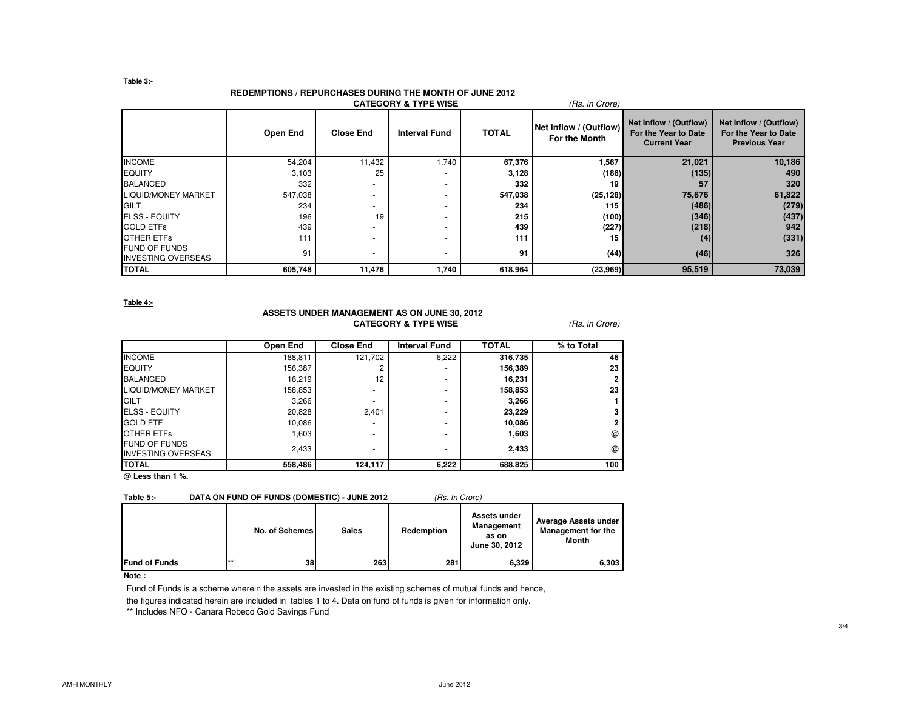**Table 3:-**

## REDEMPTIONS / REPURCHASES DURING THE MONTH OF JUNE 2012

### CATEGORY & TYPE WISE

*(Rs. in Crore)*

| | Open End | Close End | Interval Fund | TOTAL | Net Inflow / (Outflow) For the Month | Net Inflow / (Outflow) For the Year to Date Current Year | Net Inflow / (Outflow) For the Year to Date Previous Year |
|---|---|---|---|---|---|---|---|
| INCOME | 54,204 | 11,432 | 1,740 | **67,376** | **1,567** | **21,021** | **10,186** |
| EQUITY | 3,103 | 25 | - | **3,128** | **(186)** | **(135)** | **490** |
| BALANCED | 332 | - | - | **332** | **19** | **57** | **320** |
| LIQUID/MONEY MARKET | 547,038 | - | - | **547,038** | **(25,128)** | **75,676** | **61,822** |
| GILT | 234 | - | - | **234** | **115** | **(486)** | **(279)** |
| ELSS - EQUITY | 196 | 19 | - | **215** | **(100)** | **(346)** | **(437)** |
| GOLD ETFs | 439 | - | - | **439** | **(227)** | **(218)** | **942** |
| OTHER ETFs | 111 | - | - | **111** | **15** | **(4)** | **(331)** |
| FUND OF FUNDS INVESTING OVERSEAS | 91 | - | - | **91** | **(44)** | **(46)** | **326** |
| **TOTAL** | **605,748** | **11,476** | **1,740** | **618,964** | **(23,969)** | **95,519** | **73,039** |

**Table 4:-**

## ASSETS UNDER MANAGEMENT AS ON JUNE 30, 2012

### CATEGORY & TYPE WISE

*(Rs. in Crore)*

| | Open End | Close End | Interval Fund | TOTAL | % to Total |
|---|---|---|---|---|---|
| INCOME | 188,811 | 121,702 | 6,222 | **316,735** | **46** |
| EQUITY | 156,387 | 2 | - | **156,389** | **23** |
| BALANCED | 16,219 | 12 | - | **16,231** | **2** |
| LIQUID/MONEY MARKET | 158,853 | - | - | **158,853** | **23** |
| GILT | 3,266 | - | - | **3,266** | **1** |
| ELSS - EQUITY | 20,828 | 2,401 | - | **23,229** | **3** |
| GOLD ETF | 10,086 | - | - | **10,086** | **2** |
| OTHER ETFs | 1,603 | - | - | **1,603** | **@** |
| FUND OF FUNDS INVESTING OVERSEAS | 2,433 | - | - | **2,433** | **@** |
| **TOTAL** | **558,486** | **124,117** | **6,222** | **688,825** | **100** |

**@ Less than 1 %.**

**Table 5:- DATA ON FUND OF FUNDS (DOMESTIC) - JUNE 2012** *(Rs. In Crore)*

| | No. of Schemes | Sales | Redemption | Assets under Management as on June 30, 2012 | Average Assets under Management for the Month |
|---|---|---|---|---|---|
| **Fund of Funds** | ** 38 | 263 | 281 | 6,329 | 6,303 |

**Note :**

Fund of Funds is a scheme wherein the assets are invested in the existing schemes of mutual funds and hence, the figures indicated herein are included in tables 1 to 4. Data on fund of funds is given for information only.

** Includes NFO - Canara Robeco Gold Savings Fund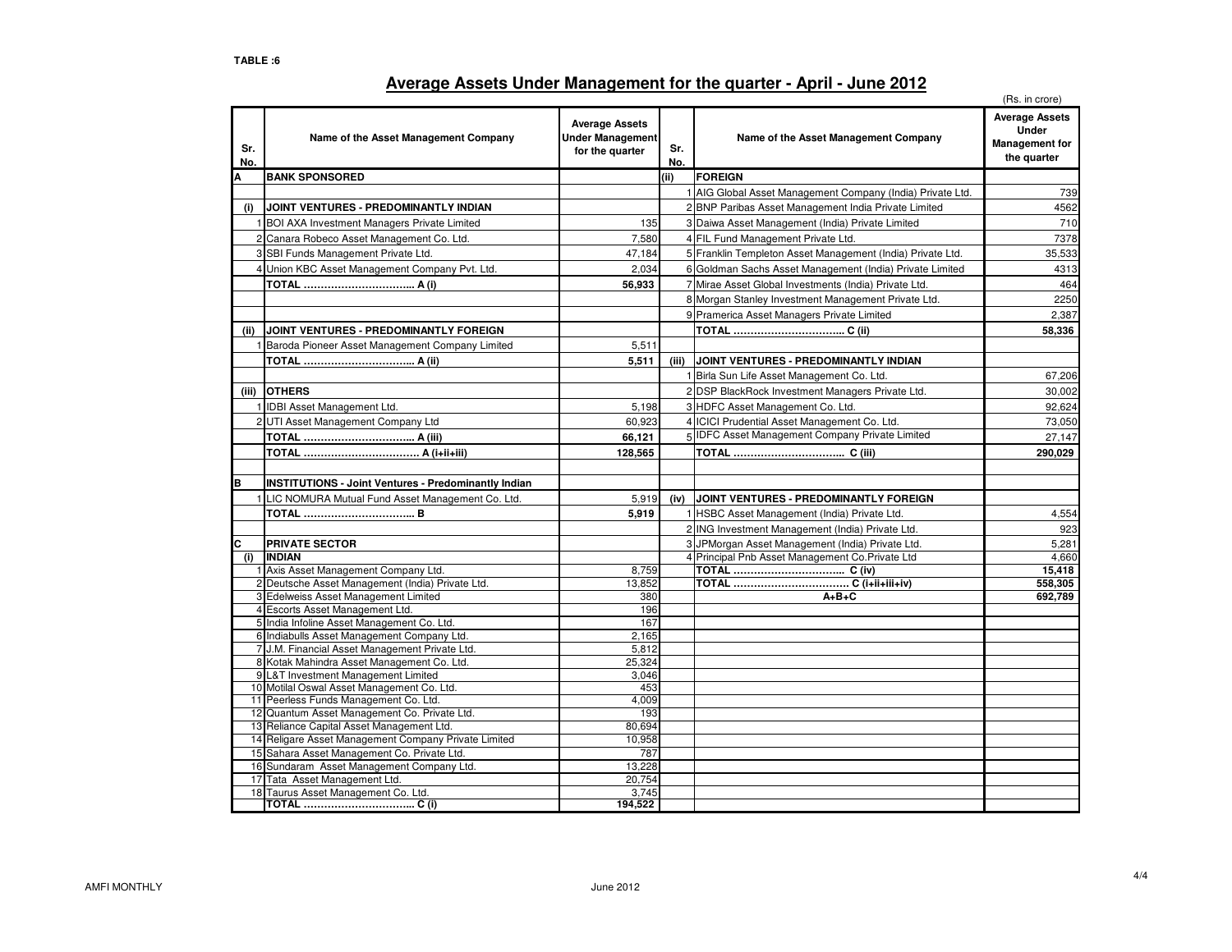TABLE :6

## Average Assets Under Management for the quarter - April - June 2012

(Rs. in crore)

| Sr. No. | Name of the Asset Management Company | Average Assets Under Management for the quarter | Sr. No. | Name of the Asset Management Company | Average Assets Under Management for the quarter |
|---|---|---|---|---|---|
| A | **BANK SPONSORED** | | (ii) | **FOREIGN** | |
| | | | 1 | AIG Global Asset Management Company (India) Private Ltd. | 739 |
| (i) | **JOINT VENTURES - PREDOMINANTLY INDIAN** | | 2 | BNP Paribas Asset Management India Private Limited | 4562 |
| 1 | BOI AXA Investment Managers Private Limited | 135 | 3 | Daiwa Asset Management (India) Private Limited | 710 |
| 2 | Canara Robeco Asset Management Co. Ltd. | 7,580 | 4 | FIL Fund Management Private Ltd. | 7378 |
| 3 | SBI Funds Management Private Ltd. | 47,184 | 5 | Franklin Templeton Asset Management (India) Private Ltd. | 35,533 |
| 4 | Union KBC Asset Management Company Pvt. Ltd. | 2,034 | 6 | Goldman Sachs Asset Management (India) Private Limited | 4313 |
| | **TOTAL ………………………….. A (i)** | **56,933** | 7 | Mirae Asset Global Investments (India) Private Ltd. | 464 |
| | | | 8 | Morgan Stanley Investment Management Private Ltd. | 2250 |
| | | | 9 | Pramerica Asset Managers Private Limited | 2,387 |
| (ii) | **JOINT VENTURES - PREDOMINANTLY FOREIGN** | | | **TOTAL ………………………….. C (ii)** | **58,336** |
| 1 | Baroda Pioneer Asset Management Company Limited | 5,511 | | | |
| | **TOTAL ………………………….. A (ii)** | **5,511** | (iii) | **JOINT VENTURES - PREDOMINANTLY INDIAN** | |
| | | | 1 | Birla Sun Life Asset Management Co. Ltd. | 67,206 |
| (iii) | **OTHERS** | | 2 | DSP BlackRock Investment Managers Private Ltd. | 30,002 |
| 1 | IDBI Asset Management Ltd. | 5,198 | 3 | HDFC Asset Management Co. Ltd. | 92,624 |
| 2 | UTI Asset Management Company Ltd | 60,923 | 4 | ICICI Prudential Asset Management Co. Ltd. | 73,050 |
| | **TOTAL ………………………….. A (iii)** | **66,121** | 5 | IDFC Asset Management Company Private Limited | 27,147 |
| | **TOTAL …………………………… A (i+ii+iii)** | **128,565** | | **TOTAL ………………………….. C (iii)** | **290,029** |
| | | | | | |
| B | **INSTITUTIONS - Joint Ventures - Predominantly Indian** | | | | |
| 1 | LIC NOMURA Mutual Fund Asset Management Co. Ltd. | 5,919 | (iv) | **JOINT VENTURES - PREDOMINANTLY FOREIGN** | |
| | **TOTAL ………………………….. B** | **5,919** | 1 | HSBC Asset Management (India) Private Ltd. | 4,554 |
| | | | 2 | ING Investment Management (India) Private Ltd. | 923 |
| C | **PRIVATE SECTOR** | | 3 | JPMorgan Asset Management (India) Private Ltd. | 5,281 |
| (i) | **INDIAN** | | 4 | Principal Pnb Asset Management Co.Private Ltd | 4,660 |
| 1 | Axis Asset Management Company Ltd. | 8,759 | | **TOTAL ………………………….. C (iv)** | **15,418** |
| 2 | Deutsche Asset Management (India) Private Ltd. | 13,852 | | **TOTAL …………………………… C (i+ii+iii+iv)** | **558,305** |
| 3 | Edelweiss Asset Management Limited | 380 | | **A+B+C** | **692,789** |
| 4 | Escorts Asset Management Ltd. | 196 | | | |
| 5 | India Infoline Asset Management Co. Ltd. | 167 | | | |
| 6 | Indiabulls Asset Management Company Ltd. | 2,165 | | | |
| 7 | J.M. Financial Asset Management Private Ltd. | 5,812 | | | |
| 8 | Kotak Mahindra Asset Management Co. Ltd. | 25,324 | | | |
| 9 | L&T Investment Management Limited | 3,046 | | | |
| 10 | Motilal Oswal Asset Management Co. Ltd. | 453 | | | |
| 11 | Peerless Funds Management Co. Ltd. | 4,009 | | | |
| 12 | Quantum Asset Management Co. Private Ltd. | 193 | | | |
| 13 | Reliance Capital Asset Management Ltd. | 80,694 | | | |
| 14 | Religare Asset Management Company Private Limited | 10,958 | | | |
| 15 | Sahara Asset Management Co. Private Ltd. | 787 | | | |
| 16 | Sundaram Asset Management Company Ltd. | 13,228 | | | |
| 17 | Tata Asset Management Ltd. | 20,754 | | | |
| 18 | Taurus Asset Management Co. Ltd. | 3,745 | | | |
| | **TOTAL ………………………….. C (i)** | **194,522** | | | |

AMFI MONTHLY

June 2012